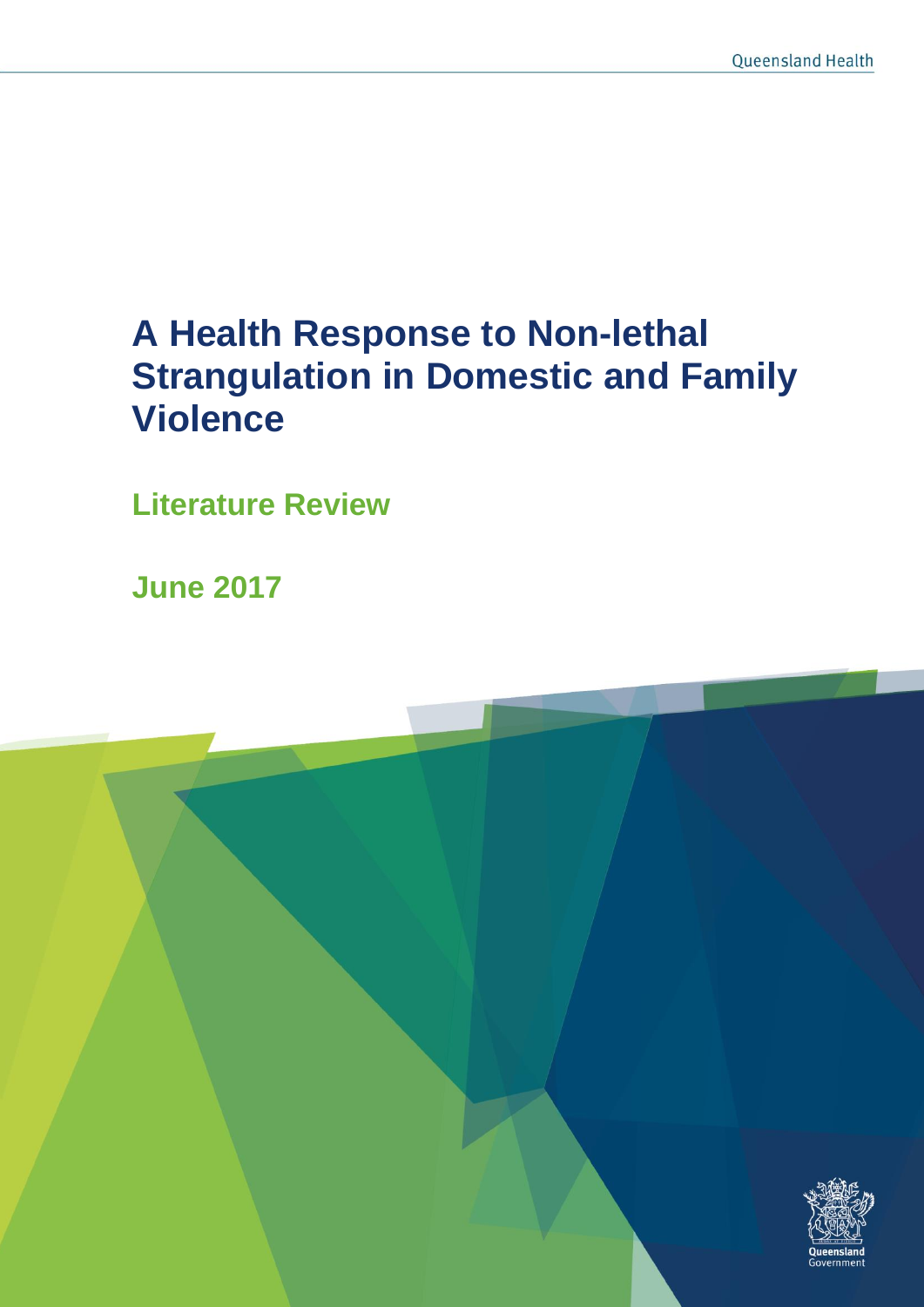# A Health Response to Non-lethal Strangulation in Domestic and Family Violence

## Literature Review

## June 2017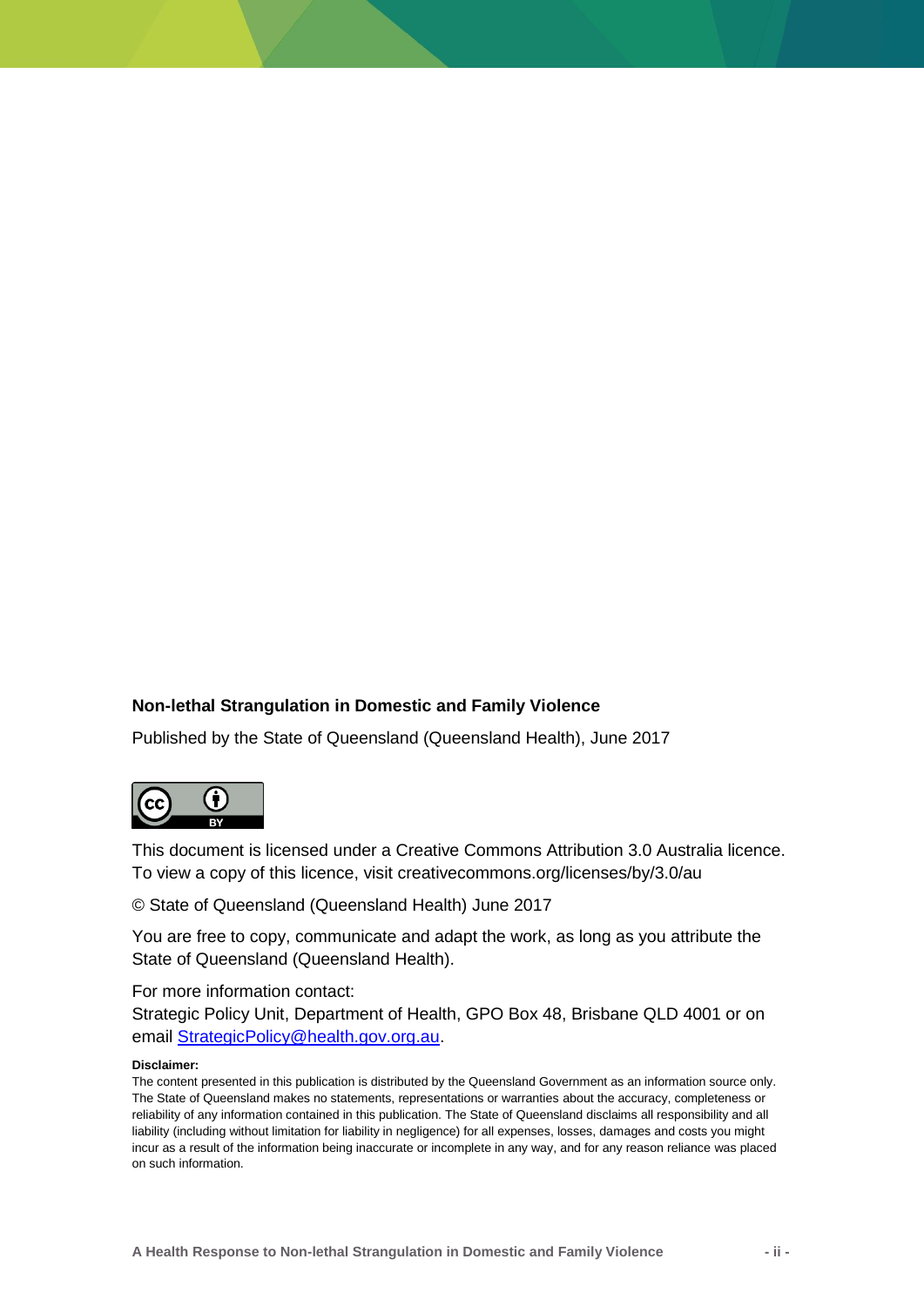**Non-lethal Strangulation in Domestic and Family Violence**

Published by the State of Queensland (Queensland Health), June 2017

This document is licensed under a Creative Commons Attribution 3.0 Australia licence. To view a copy of this licence, visit creativecommons.org/licenses/by/3.0/au

© State of Queensland (Queensland Health) June 2017

You are free to copy, communicate and adapt the work, as long as you attribute the State of Queensland (Queensland Health).

For more information contact:
Strategic Policy Unit, Department of Health, GPO Box 48, Brisbane QLD 4001 or on email StrategicPolicy@health.gov.org.au.

**Disclaimer:**

The content presented in this publication is distributed by the Queensland Government as an information source only. The State of Queensland makes no statements, representations or warranties about the accuracy, completeness or reliability of any information contained in this publication. The State of Queensland disclaims all responsibility and all liability (including without limitation for liability in negligence) for all expenses, losses, damages and costs you might incur as a result of the information being inaccurate or incomplete in any way, and for any reason reliance was placed on such information.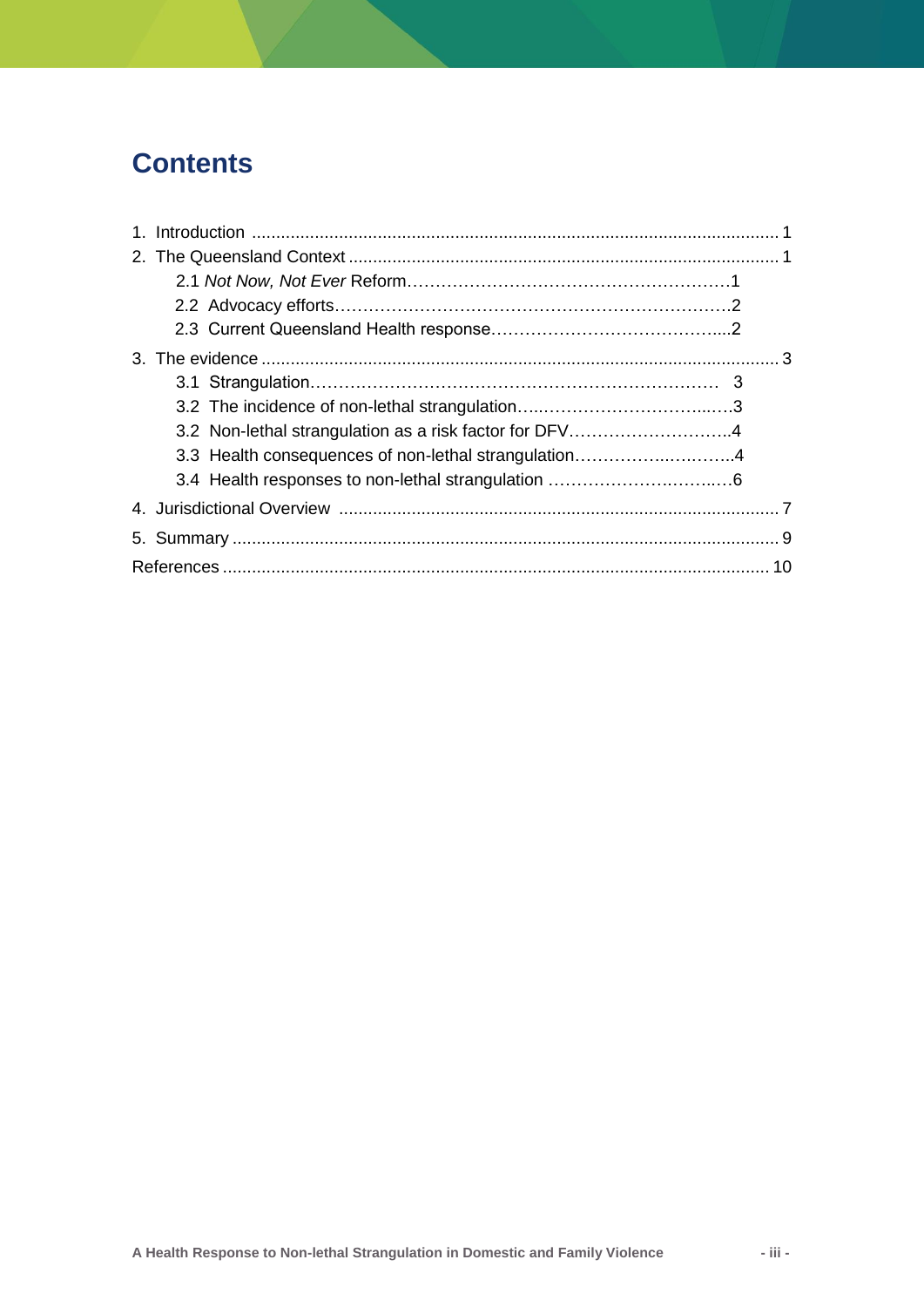# Contents

1. Introduction ............................................................ 1
2. The Queensland Context ............................................................ 1
    - 2.1 *Not Now, Not Ever* Reform............................................................1
    - 2.2 Advocacy efforts............................................................2
    - 2.3 Current Queensland Health response............................................................2
3. The evidence ............................................................ 3
    - 3.1 Strangulation............................................................ 3
    - 3.2 The incidence of non-lethal strangulation............................................................3
    - 3.2 Non-lethal strangulation as a risk factor for DFV............................................................4
    - 3.3 Health consequences of non-lethal strangulation............................................................4
    - 3.4 Health responses to non-lethal strangulation ............................................................6
4. Jurisdictional Overview ............................................................ 7
5. Summary ............................................................ 9

References ............................................................ 10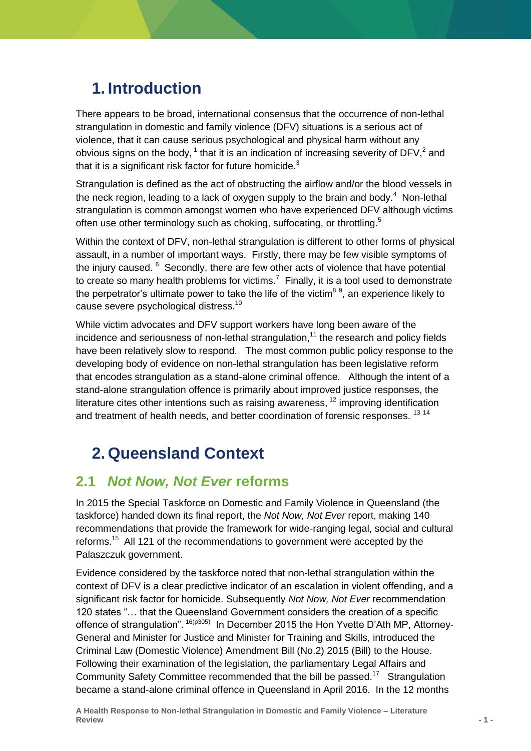# 1. Introduction

There appears to be broad, international consensus that the occurrence of non-lethal strangulation in domestic and family violence (DFV) situations is a serious act of violence, that it can cause serious psychological and physical harm without any obvious signs on the body, [1] that it is an indication of increasing severity of DFV,[2] and that it is a significant risk factor for future homicide.[3]

Strangulation is defined as the act of obstructing the airflow and/or the blood vessels in the neck region, leading to a lack of oxygen supply to the brain and body.[4] Non-lethal strangulation is common amongst women who have experienced DFV although victims often use other terminology such as choking, suffocating, or throttling.[5]

Within the context of DFV, non-lethal strangulation is different to other forms of physical assault, in a number of important ways. Firstly, there may be few visible symptoms of the injury caused. [6] Secondly, there are few other acts of violence that have potential to create so many health problems for victims.[7] Finally, it is a tool used to demonstrate the perpetrator's ultimate power to take the life of the victim[8] [9], an experience likely to cause severe psychological distress.[10]

While victim advocates and DFV support workers have long been aware of the incidence and seriousness of non-lethal strangulation,[11] the research and policy fields have been relatively slow to respond. The most common public policy response to the developing body of evidence on non-lethal strangulation has been legislative reform that encodes strangulation as a stand-alone criminal offence. Although the intent of a stand-alone strangulation offence is primarily about improved justice responses, the literature cites other intentions such as raising awareness, [12] improving identification and treatment of health needs, and better coordination of forensic responses. [13] [14]

# 2. Queensland Context

## 2.1 *Not Now, Not Ever* reforms

In 2015 the Special Taskforce on Domestic and Family Violence in Queensland (the taskforce) handed down its final report, the *Not Now, Not Ever* report, making 140 recommendations that provide the framework for wide-ranging legal, social and cultural reforms.[15] All 121 of the recommendations to government were accepted by the Palaszczuk government.

Evidence considered by the taskforce noted that non-lethal strangulation within the context of DFV is a clear predictive indicator of an escalation in violent offending, and a significant risk factor for homicide. Subsequently *Not Now, Not Ever* recommendation 120 states "… that the Queensland Government considers the creation of a specific offence of strangulation". [16(p305)] In December 2015 the Hon Yvette D'Ath MP, Attorney-General and Minister for Justice and Minister for Training and Skills, introduced the Criminal Law (Domestic Violence) Amendment Bill (No.2) 2015 (Bill) to the House. Following their examination of the legislation, the parliamentary Legal Affairs and Community Safety Committee recommended that the bill be passed.[17] Strangulation became a stand-alone criminal offence in Queensland in April 2016. In the 12 months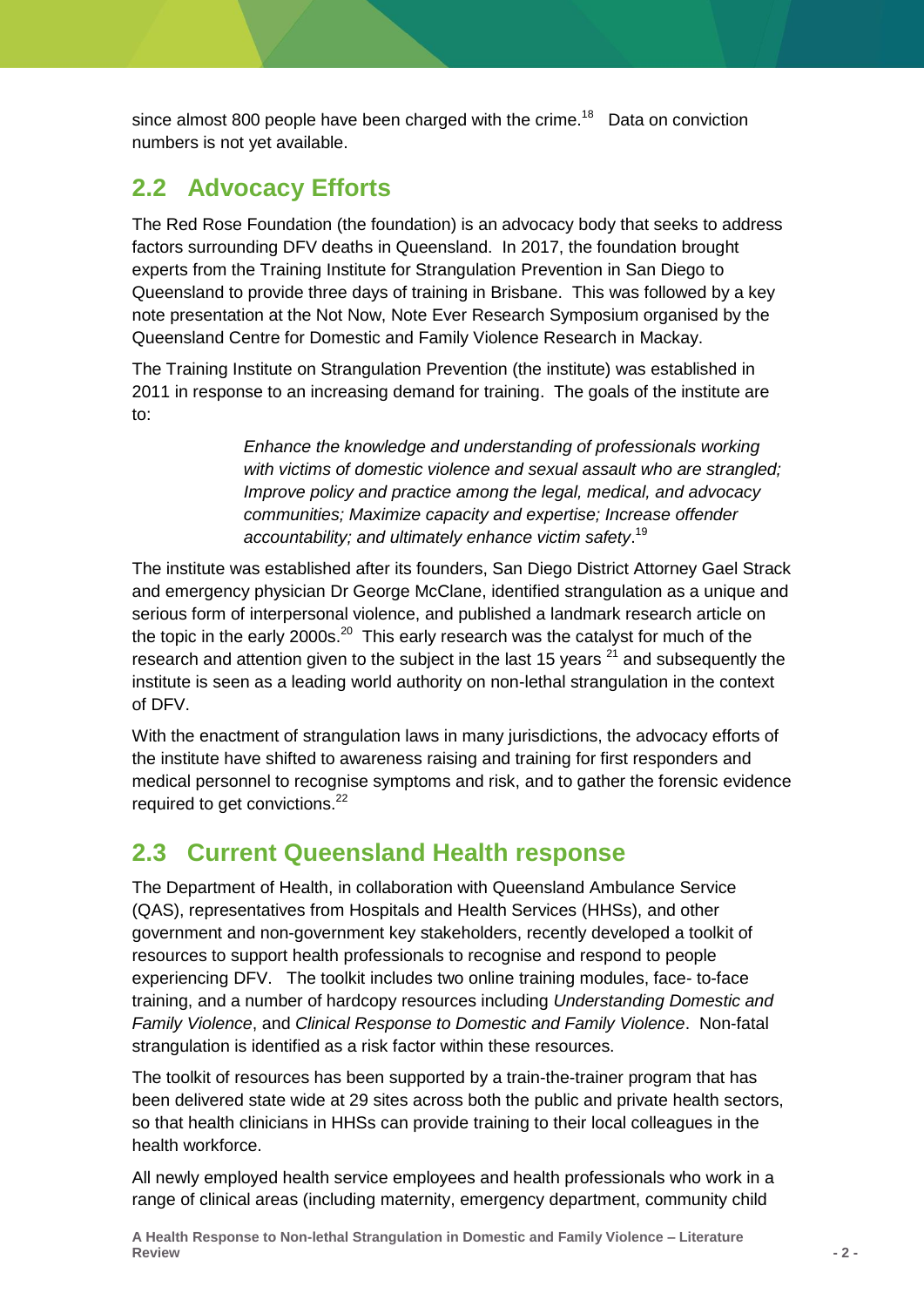since almost 800 people have been charged with the crime.[18] Data on conviction numbers is not yet available.

## 2.2 Advocacy Efforts

The Red Rose Foundation (the foundation) is an advocacy body that seeks to address factors surrounding DFV deaths in Queensland. In 2017, the foundation brought experts from the Training Institute for Strangulation Prevention in San Diego to Queensland to provide three days of training in Brisbane. This was followed by a key note presentation at the Not Now, Note Ever Research Symposium organised by the Queensland Centre for Domestic and Family Violence Research in Mackay.

The Training Institute on Strangulation Prevention (the institute) was established in 2011 in response to an increasing demand for training. The goals of the institute are to:

> *Enhance the knowledge and understanding of professionals working with victims of domestic violence and sexual assault who are strangled; Improve policy and practice among the legal, medical, and advocacy communities; Maximize capacity and expertise; Increase offender accountability; and ultimately enhance victim safety*.[19]

The institute was established after its founders, San Diego District Attorney Gael Strack and emergency physician Dr George McClane, identified strangulation as a unique and serious form of interpersonal violence, and published a landmark research article on the topic in the early 2000s.[20] This early research was the catalyst for much of the research and attention given to the subject in the last 15 years [21] and subsequently the institute is seen as a leading world authority on non-lethal strangulation in the context of DFV.

With the enactment of strangulation laws in many jurisdictions, the advocacy efforts of the institute have shifted to awareness raising and training for first responders and medical personnel to recognise symptoms and risk, and to gather the forensic evidence required to get convictions.[22]

## 2.3 Current Queensland Health response

The Department of Health, in collaboration with Queensland Ambulance Service (QAS), representatives from Hospitals and Health Services (HHSs), and other government and non-government key stakeholders, recently developed a toolkit of resources to support health professionals to recognise and respond to people experiencing DFV. The toolkit includes two online training modules, face- to-face training, and a number of hardcopy resources including *Understanding Domestic and Family Violence*, and *Clinical Response to Domestic and Family Violence*. Non-fatal strangulation is identified as a risk factor within these resources.

The toolkit of resources has been supported by a train-the-trainer program that has been delivered state wide at 29 sites across both the public and private health sectors, so that health clinicians in HHSs can provide training to their local colleagues in the health workforce.

All newly employed health service employees and health professionals who work in a range of clinical areas (including maternity, emergency department, community child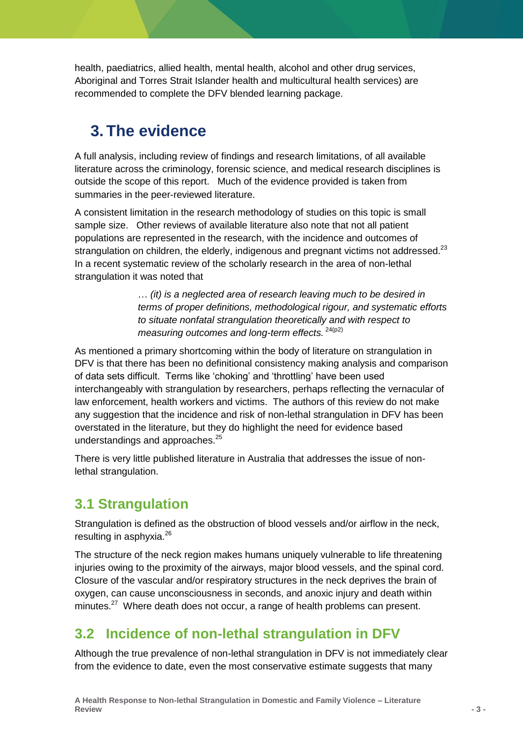health, paediatrics, allied health, mental health, alcohol and other drug services, Aboriginal and Torres Strait Islander health and multicultural health services) are recommended to complete the DFV blended learning package.

# 3. The evidence

A full analysis, including review of findings and research limitations, of all available literature across the criminology, forensic science, and medical research disciplines is outside the scope of this report. Much of the evidence provided is taken from summaries in the peer-reviewed literature.

A consistent limitation in the research methodology of studies on this topic is small sample size. Other reviews of available literature also note that not all patient populations are represented in the research, with the incidence and outcomes of strangulation on children, the elderly, indigenous and pregnant victims not addressed.[23] In a recent systematic review of the scholarly research in the area of non-lethal strangulation it was noted that

> … *(it) is a neglected area of research leaving much to be desired in terms of proper definitions, methodological rigour, and systematic efforts to situate nonfatal strangulation theoretically and with respect to measuring outcomes and long-term effects.* [24(p2)]

As mentioned a primary shortcoming within the body of literature on strangulation in DFV is that there has been no definitional consistency making analysis and comparison of data sets difficult. Terms like 'choking' and 'throttling' have been used interchangeably with strangulation by researchers, perhaps reflecting the vernacular of law enforcement, health workers and victims. The authors of this review do not make any suggestion that the incidence and risk of non-lethal strangulation in DFV has been overstated in the literature, but they do highlight the need for evidence based understandings and approaches.[25]

There is very little published literature in Australia that addresses the issue of non-lethal strangulation.

## 3.1 Strangulation

Strangulation is defined as the obstruction of blood vessels and/or airflow in the neck, resulting in asphyxia.[26]

The structure of the neck region makes humans uniquely vulnerable to life threatening injuries owing to the proximity of the airways, major blood vessels, and the spinal cord. Closure of the vascular and/or respiratory structures in the neck deprives the brain of oxygen, can cause unconsciousness in seconds, and anoxic injury and death within minutes.[27] Where death does not occur, a range of health problems can present.

## 3.2 Incidence of non-lethal strangulation in DFV

Although the true prevalence of non-lethal strangulation in DFV is not immediately clear from the evidence to date, even the most conservative estimate suggests that many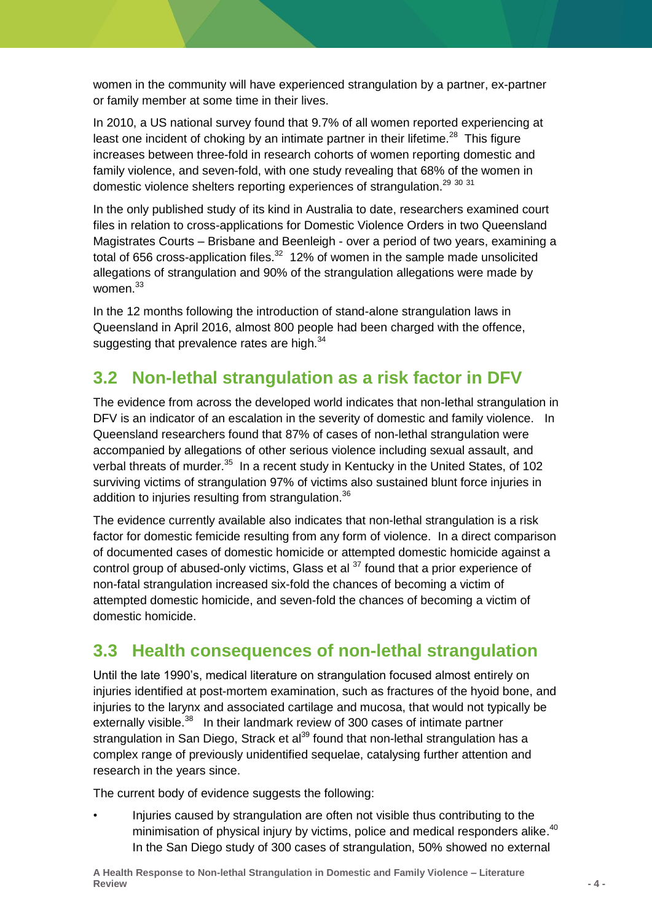women in the community will have experienced strangulation by a partner, ex-partner or family member at some time in their lives.

In 2010, a US national survey found that 9.7% of all women reported experiencing at least one incident of choking by an intimate partner in their lifetime.[28] This figure increases between three-fold in research cohorts of women reporting domestic and family violence, and seven-fold, with one study revealing that 68% of the women in domestic violence shelters reporting experiences of strangulation.[29] [30] [31]

In the only published study of its kind in Australia to date, researchers examined court files in relation to cross-applications for Domestic Violence Orders in two Queensland Magistrates Courts – Brisbane and Beenleigh - over a period of two years, examining a total of 656 cross-application files.[32] 12% of women in the sample made unsolicited allegations of strangulation and 90% of the strangulation allegations were made by women.[33]

In the 12 months following the introduction of stand-alone strangulation laws in Queensland in April 2016, almost 800 people had been charged with the offence, suggesting that prevalence rates are high.[34]

## 3.2 Non-lethal strangulation as a risk factor in DFV

The evidence from across the developed world indicates that non-lethal strangulation in DFV is an indicator of an escalation in the severity of domestic and family violence. In Queensland researchers found that 87% of cases of non-lethal strangulation were accompanied by allegations of other serious violence including sexual assault, and verbal threats of murder.[35] In a recent study in Kentucky in the United States, of 102 surviving victims of strangulation 97% of victims also sustained blunt force injuries in addition to injuries resulting from strangulation.[36]

The evidence currently available also indicates that non-lethal strangulation is a risk factor for domestic femicide resulting from any form of violence. In a direct comparison of documented cases of domestic homicide or attempted domestic homicide against a control group of abused-only victims, Glass et al [37] found that a prior experience of non-fatal strangulation increased six-fold the chances of becoming a victim of attempted domestic homicide, and seven-fold the chances of becoming a victim of domestic homicide.

## 3.3 Health consequences of non-lethal strangulation

Until the late 1990's, medical literature on strangulation focused almost entirely on injuries identified at post-mortem examination, such as fractures of the hyoid bone, and injuries to the larynx and associated cartilage and mucosa, that would not typically be externally visible.[38] In their landmark review of 300 cases of intimate partner strangulation in San Diego, Strack et al[39] found that non-lethal strangulation has a complex range of previously unidentified sequelae, catalysing further attention and research in the years since.

The current body of evidence suggests the following:

- Injuries caused by strangulation are often not visible thus contributing to the minimisation of physical injury by victims, police and medical responders alike.[40] In the San Diego study of 300 cases of strangulation, 50% showed no external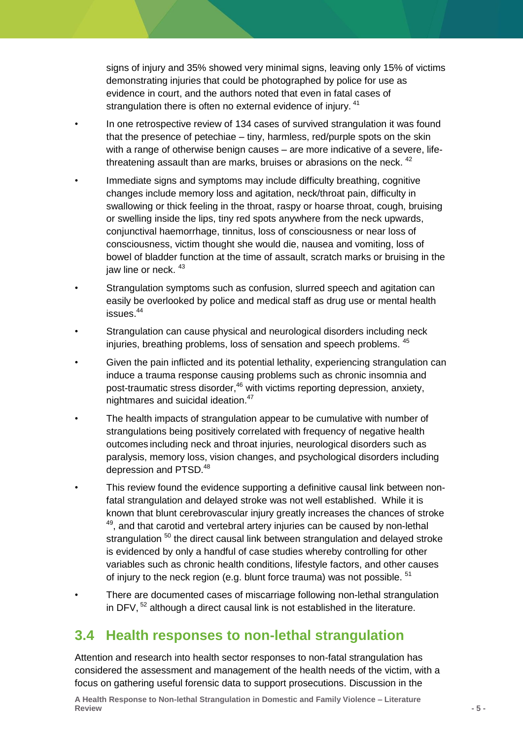signs of injury and 35% showed very minimal signs, leaving only 15% of victims demonstrating injuries that could be photographed by police for use as evidence in court, and the authors noted that even in fatal cases of strangulation there is often no external evidence of injury. [41]

- In one retrospective review of 134 cases of survived strangulation it was found that the presence of petechiae – tiny, harmless, red/purple spots on the skin with a range of otherwise benign causes – are more indicative of a severe, life-threatening assault than are marks, bruises or abrasions on the neck. [42]
- Immediate signs and symptoms may include difficulty breathing, cognitive changes include memory loss and agitation, neck/throat pain, difficulty in swallowing or thick feeling in the throat, raspy or hoarse throat, cough, bruising or swelling inside the lips, tiny red spots anywhere from the neck upwards, conjunctival haemorrhage, tinnitus, loss of consciousness or near loss of consciousness, victim thought she would die, nausea and vomiting, loss of bowel of bladder function at the time of assault, scratch marks or bruising in the jaw line or neck. [43]
- Strangulation symptoms such as confusion, slurred speech and agitation can easily be overlooked by police and medical staff as drug use or mental health issues.[44]
- Strangulation can cause physical and neurological disorders including neck injuries, breathing problems, loss of sensation and speech problems. [45]
- Given the pain inflicted and its potential lethality, experiencing strangulation can induce a trauma response causing problems such as chronic insomnia and post-traumatic stress disorder,[46] with victims reporting depression, anxiety, nightmares and suicidal ideation.[47]
- The health impacts of strangulation appear to be cumulative with number of strangulations being positively correlated with frequency of negative health outcomes including neck and throat injuries, neurological disorders such as paralysis, memory loss, vision changes, and psychological disorders including depression and PTSD.[48]
- This review found the evidence supporting a definitive causal link between non-fatal strangulation and delayed stroke was not well established. While it is known that blunt cerebrovascular injury greatly increases the chances of stroke [49], and that carotid and vertebral artery injuries can be caused by non-lethal strangulation [50] the direct causal link between strangulation and delayed stroke is evidenced by only a handful of case studies whereby controlling for other variables such as chronic health conditions, lifestyle factors, and other causes of injury to the neck region (e.g. blunt force trauma) was not possible. [51]
- There are documented cases of miscarriage following non-lethal strangulation in DFV, [52] although a direct causal link is not established in the literature.

## 3.4 Health responses to non-lethal strangulation

Attention and research into health sector responses to non-fatal strangulation has considered the assessment and management of the health needs of the victim, with a focus on gathering useful forensic data to support prosecutions. Discussion in the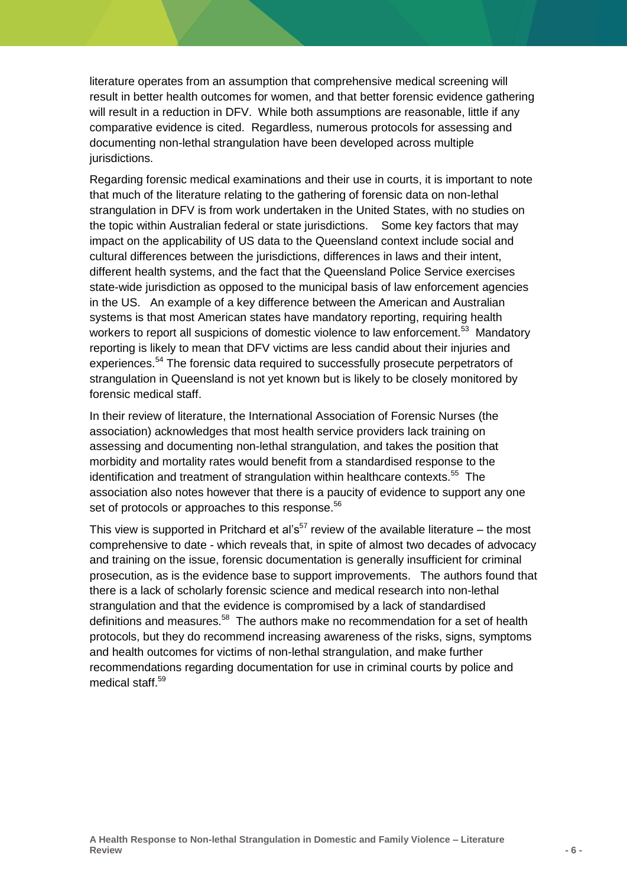literature operates from an assumption that comprehensive medical screening will result in better health outcomes for women, and that better forensic evidence gathering will result in a reduction in DFV. While both assumptions are reasonable, little if any comparative evidence is cited. Regardless, numerous protocols for assessing and documenting non-lethal strangulation have been developed across multiple jurisdictions.

Regarding forensic medical examinations and their use in courts, it is important to note that much of the literature relating to the gathering of forensic data on non-lethal strangulation in DFV is from work undertaken in the United States, with no studies on the topic within Australian federal or state jurisdictions. Some key factors that may impact on the applicability of US data to the Queensland context include social and cultural differences between the jurisdictions, differences in laws and their intent, different health systems, and the fact that the Queensland Police Service exercises state-wide jurisdiction as opposed to the municipal basis of law enforcement agencies in the US. An example of a key difference between the American and Australian systems is that most American states have mandatory reporting, requiring health workers to report all suspicions of domestic violence to law enforcement.[53] Mandatory reporting is likely to mean that DFV victims are less candid about their injuries and experiences.[54] The forensic data required to successfully prosecute perpetrators of strangulation in Queensland is not yet known but is likely to be closely monitored by forensic medical staff.

In their review of literature, the International Association of Forensic Nurses (the association) acknowledges that most health service providers lack training on assessing and documenting non-lethal strangulation, and takes the position that morbidity and mortality rates would benefit from a standardised response to the identification and treatment of strangulation within healthcare contexts.[55] The association also notes however that there is a paucity of evidence to support any one set of protocols or approaches to this response.[56]

This view is supported in Pritchard et al's[57] review of the available literature – the most comprehensive to date - which reveals that, in spite of almost two decades of advocacy and training on the issue, forensic documentation is generally insufficient for criminal prosecution, as is the evidence base to support improvements. The authors found that there is a lack of scholarly forensic science and medical research into non-lethal strangulation and that the evidence is compromised by a lack of standardised definitions and measures.[58] The authors make no recommendation for a set of health protocols, but they do recommend increasing awareness of the risks, signs, symptoms and health outcomes for victims of non-lethal strangulation, and make further recommendations regarding documentation for use in criminal courts by police and medical staff.[59]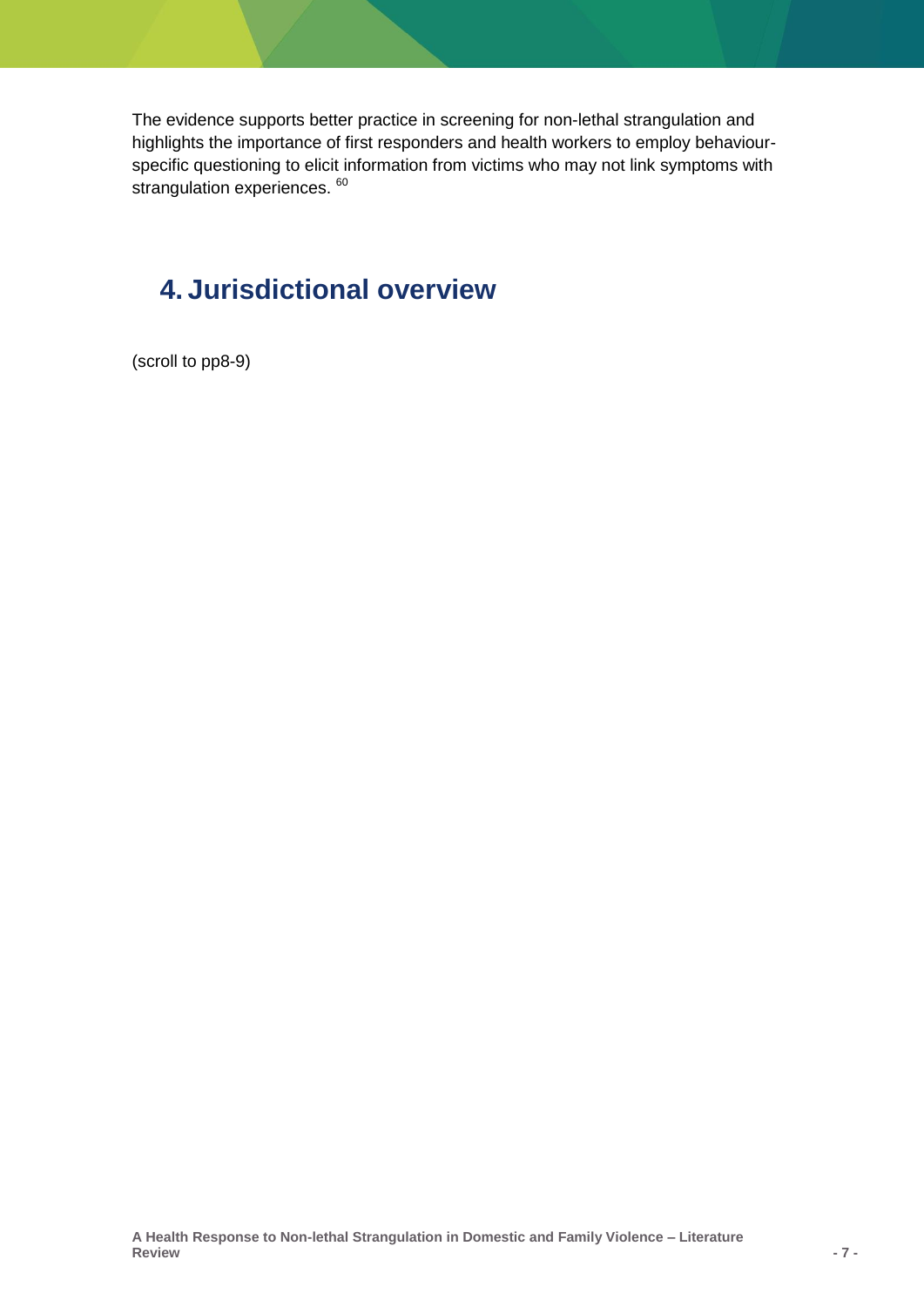The evidence supports better practice in screening for non-lethal strangulation and highlights the importance of first responders and health workers to employ behaviour-specific questioning to elicit information from victims who may not link symptoms with strangulation experiences. [60]

## 4. Jurisdictional overview

(scroll to pp8-9)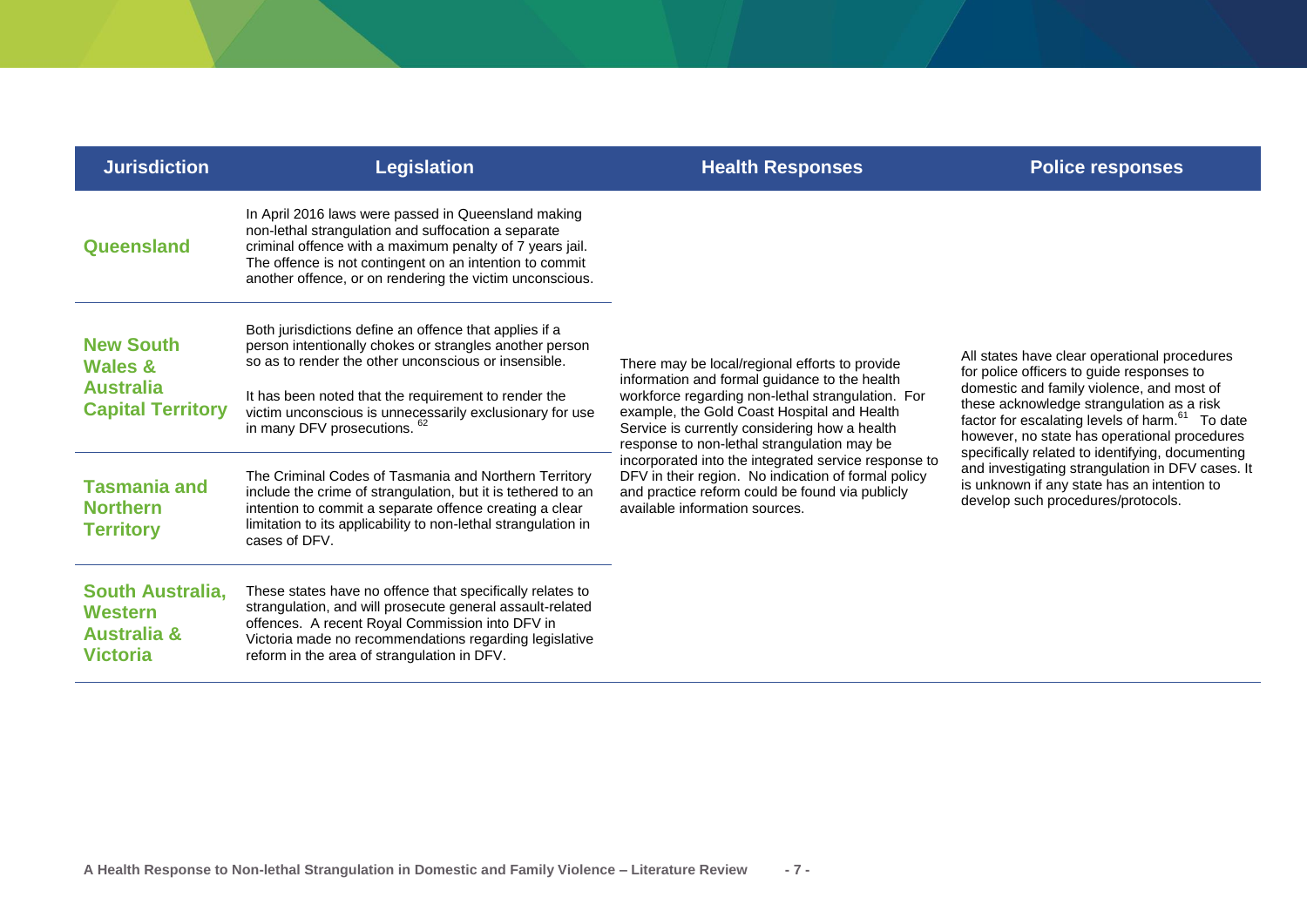| Jurisdiction | Legislation | Health Responses | Police responses |
|---|---|---|---|
| **Queensland** | In April 2016 laws were passed in Queensland making non-lethal strangulation and suffocation a separate criminal offence with a maximum penalty of 7 years jail. The offence is not contingent on an intention to commit another offence, or on rendering the victim unconscious. | There may be local/regional efforts to provide information and formal guidance to the health workforce regarding non-lethal strangulation. For example, the Gold Coast Hospital and Health Service is currently considering how a health response to non-lethal strangulation may be incorporated into the integrated service response to DFV in their region. No indication of formal policy and practice reform could be found via publicly available information sources. | All states have clear operational procedures for police officers to guide responses to domestic and family violence, and most of these acknowledge strangulation as a risk factor for escalating levels of harm.[61] To date however, no state has operational procedures specifically related to identifying, documenting and investigating strangulation in DFV cases. It is unknown if any state has an intention to develop such procedures/protocols. |
| **New South Wales & Australia Capital Territory** | Both jurisdictions define an offence that applies if a person intentionally chokes or strangles another person so as to render the other unconscious or insensible. It has been noted that the requirement to render the victim unconscious is unnecessarily exclusionary for use in many DFV prosecutions.[62] | | |
| **Tasmania and Northern Territory** | The Criminal Codes of Tasmania and Northern Territory include the crime of strangulation, but it is tethered to an intention to commit a separate offence creating a clear limitation to its applicability to non-lethal strangulation in cases of DFV. | | |
| **South Australia, Western Australia & Victoria** | These states have no offence that specifically relates to strangulation, and will prosecute general assault-related offences. A recent Royal Commission into DFV in Victoria made no recommendations regarding legislative reform in the area of strangulation in DFV. | | |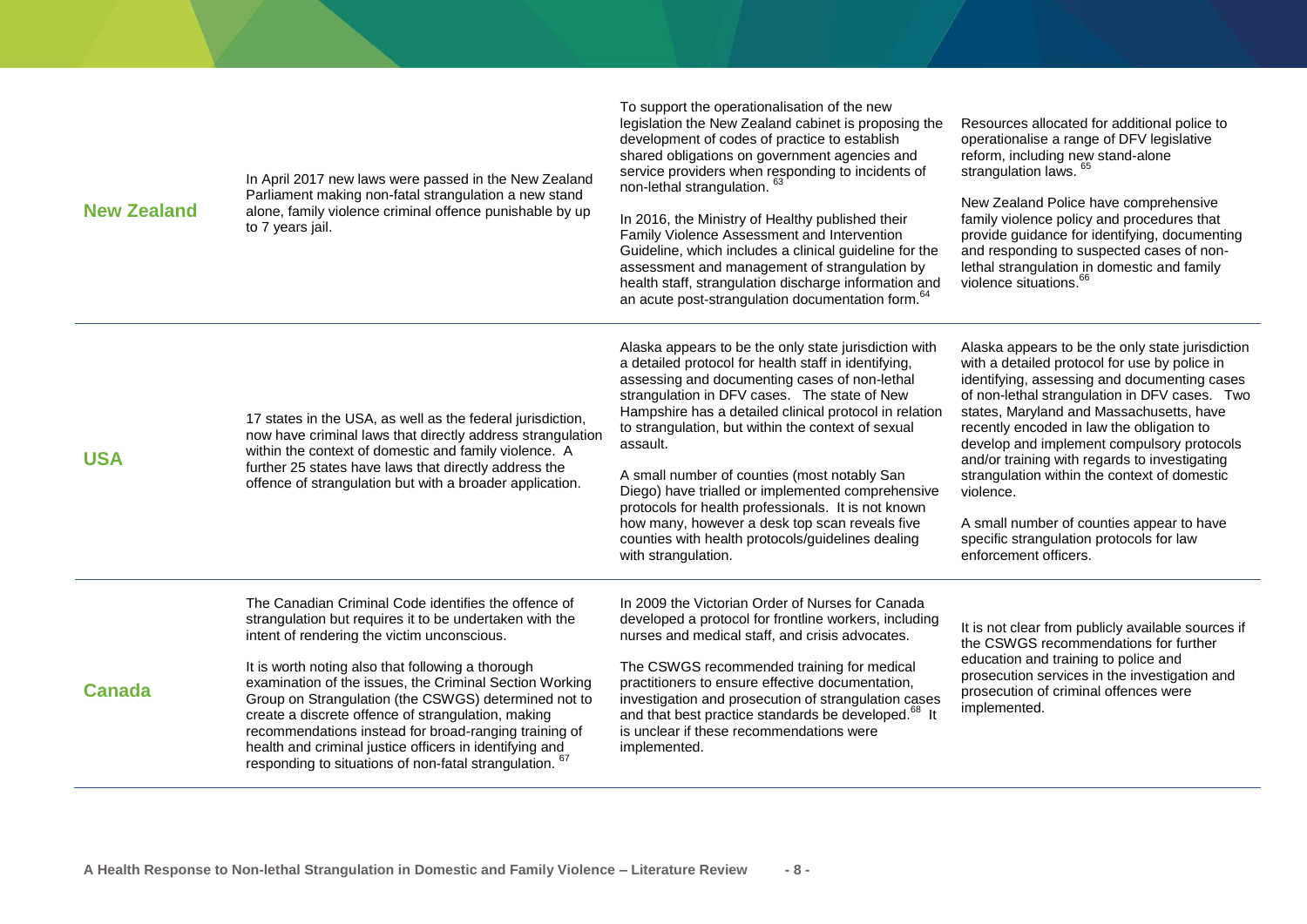| | | | |
|---|---|---|---|
| **New Zealand** | In April 2017 new laws were passed in the New Zealand Parliament making non-fatal strangulation a new stand alone, family violence criminal offence punishable by up to 7 years jail. | To support the operationalisation of the new legislation the New Zealand cabinet is proposing the development of codes of practice to establish shared obligations on government agencies and service providers when responding to incidents of non-lethal strangulation. [63]<br><br>In 2016, the Ministry of Healthy published their Family Violence Assessment and Intervention Guideline, which includes a clinical guideline for the assessment and management of strangulation by health staff, strangulation discharge information and an acute post-strangulation documentation form.[64] | Resources allocated for additional police to operationalise a range of DFV legislative reform, including new stand-alone strangulation laws. [65]<br><br>New Zealand Police have comprehensive family violence policy and procedures that provide guidance for identifying, documenting and responding to suspected cases of non-lethal strangulation in domestic and family violence situations.[66] |
| **USA** | 17 states in the USA, as well as the federal jurisdiction, now have criminal laws that directly address strangulation within the context of domestic and family violence. A further 25 states have laws that directly address the offence of strangulation but with a broader application. | Alaska appears to be the only state jurisdiction with a detailed protocol for health staff in identifying, assessing and documenting cases of non-lethal strangulation in DFV cases. The state of New Hampshire has a detailed clinical protocol in relation to strangulation, but within the context of sexual assault.<br><br>A small number of counties (most notably San Diego) have trialled or implemented comprehensive protocols for health professionals. It is not known how many, however a desk top scan reveals five counties with health protocols/guidelines dealing with strangulation. | Alaska appears to be the only state jurisdiction with a detailed protocol for use by police in identifying, assessing and documenting cases of non-lethal strangulation in DFV cases. Two states, Maryland and Massachusetts, have recently encoded in law the obligation to develop and implement compulsory protocols and/or training with regards to investigating strangulation within the context of domestic violence.<br><br>A small number of counties appear to have specific strangulation protocols for law enforcement officers. |
| **Canada** | The Canadian Criminal Code identifies the offence of strangulation but requires it to be undertaken with the intent of rendering the victim unconscious.<br><br>It is worth noting also that following a thorough examination of the issues, the Criminal Section Working Group on Strangulation (the CSWGS) determined not to create a discrete offence of strangulation, making recommendations instead for broad-ranging training of health and criminal justice officers in identifying and responding to situations of non-fatal strangulation. [67] | In 2009 the Victorian Order of Nurses for Canada developed a protocol for frontline workers, including nurses and medical staff, and crisis advocates.<br><br>The CSWGS recommended training for medical practitioners to ensure effective documentation, investigation and prosecution of strangulation cases and that best practice standards be developed.[68] It is unclear if these recommendations were implemented. | It is not clear from publicly available sources if the CSWGS recommendations for further education and training to police and prosecution services in the investigation and prosecution of criminal offences were implemented. |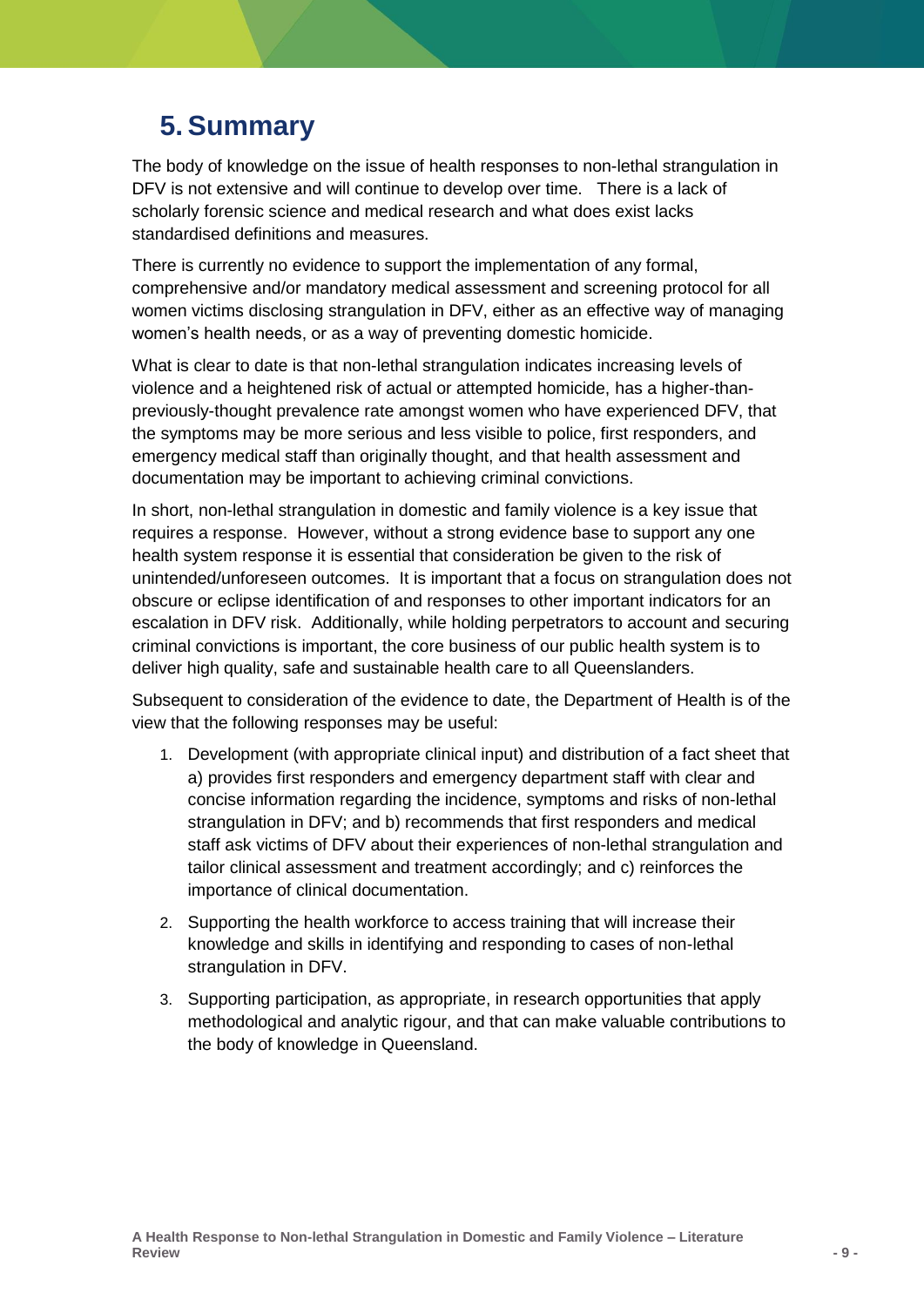# 5. Summary

The body of knowledge on the issue of health responses to non-lethal strangulation in DFV is not extensive and will continue to develop over time. There is a lack of scholarly forensic science and medical research and what does exist lacks standardised definitions and measures.

There is currently no evidence to support the implementation of any formal, comprehensive and/or mandatory medical assessment and screening protocol for all women victims disclosing strangulation in DFV, either as an effective way of managing women's health needs, or as a way of preventing domestic homicide.

What is clear to date is that non-lethal strangulation indicates increasing levels of violence and a heightened risk of actual or attempted homicide, has a higher-than-previously-thought prevalence rate amongst women who have experienced DFV, that the symptoms may be more serious and less visible to police, first responders, and emergency medical staff than originally thought, and that health assessment and documentation may be important to achieving criminal convictions.

In short, non-lethal strangulation in domestic and family violence is a key issue that requires a response. However, without a strong evidence base to support any one health system response it is essential that consideration be given to the risk of unintended/unforeseen outcomes. It is important that a focus on strangulation does not obscure or eclipse identification of and responses to other important indicators for an escalation in DFV risk. Additionally, while holding perpetrators to account and securing criminal convictions is important, the core business of our public health system is to deliver high quality, safe and sustainable health care to all Queenslanders.

Subsequent to consideration of the evidence to date, the Department of Health is of the view that the following responses may be useful:

1. Development (with appropriate clinical input) and distribution of a fact sheet that a) provides first responders and emergency department staff with clear and concise information regarding the incidence, symptoms and risks of non-lethal strangulation in DFV; and b) recommends that first responders and medical staff ask victims of DFV about their experiences of non-lethal strangulation and tailor clinical assessment and treatment accordingly; and c) reinforces the importance of clinical documentation.
2. Supporting the health workforce to access training that will increase their knowledge and skills in identifying and responding to cases of non-lethal strangulation in DFV.
3. Supporting participation, as appropriate, in research opportunities that apply methodological and analytic rigour, and that can make valuable contributions to the body of knowledge in Queensland.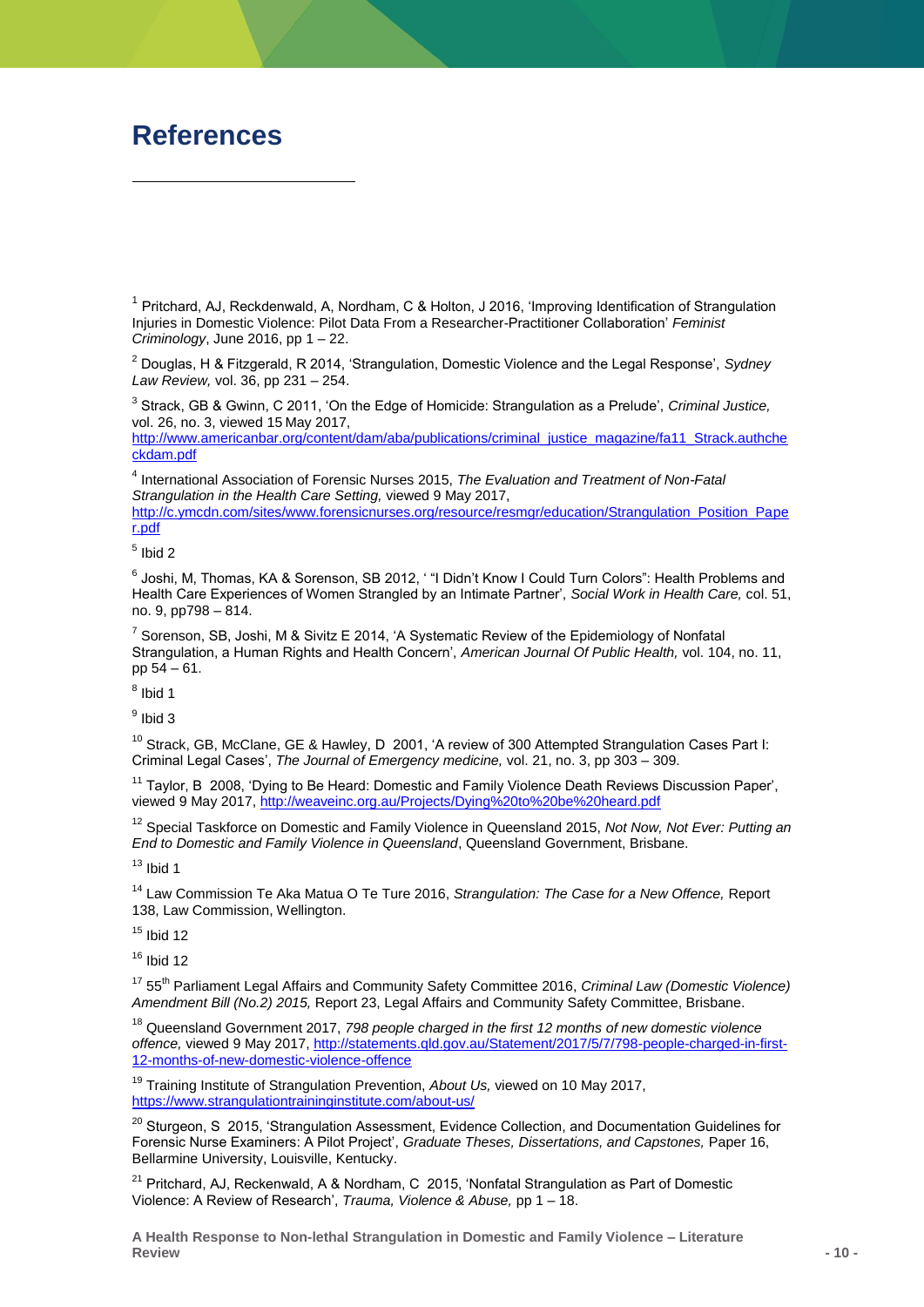# References

[1] Pritchard, AJ, Reckdenwald, A, Nordham, C & Holton, J 2016, 'Improving Identification of Strangulation Injuries in Domestic Violence: Pilot Data From a Researcher-Practitioner Collaboration' *Feminist Criminology*, June 2016, pp 1 – 22.

[2] Douglas, H & Fitzgerald, R 2014, 'Strangulation, Domestic Violence and the Legal Response', *Sydney Law Review,* vol. 36, pp 231 – 254.

[3] Strack, GB & Gwinn, C 2011, 'On the Edge of Homicide: Strangulation as a Prelude', *Criminal Justice,* vol. 26, no. 3, viewed 15 May 2017, http://www.americanbar.org/content/dam/aba/publications/criminal_justice_magazine/fa11_Strack.authcheckdam.pdf

[4] International Association of Forensic Nurses 2015, *The Evaluation and Treatment of Non-Fatal Strangulation in the Health Care Setting,* viewed 9 May 2017, http://c.ymcdn.com/sites/www.forensicnurses.org/resource/resmgr/education/Strangulation_Position_Paper.pdf

[5] Ibid 2

[6] Joshi, M, Thomas, KA & Sorenson, SB 2012, ' "I Didn't Know I Could Turn Colors": Health Problems and Health Care Experiences of Women Strangled by an Intimate Partner', *Social Work in Health Care,* col. 51, no. 9, pp798 – 814.

[7] Sorenson, SB, Joshi, M & Sivitz E 2014, 'A Systematic Review of the Epidemiology of Nonfatal Strangulation, a Human Rights and Health Concern', *American Journal Of Public Health,* vol. 104, no. 11, pp 54 – 61.

[8] Ibid 1

[9] Ibid 3

[10] Strack, GB, McClane, GE & Hawley, D 2001, 'A review of 300 Attempted Strangulation Cases Part I: Criminal Legal Cases', *The Journal of Emergency medicine,* vol. 21, no. 3, pp 303 – 309.

[11] Taylor, B 2008, 'Dying to Be Heard: Domestic and Family Violence Death Reviews Discussion Paper', viewed 9 May 2017, http://weaveinc.org.au/Projects/Dying%20to%20be%20heard.pdf

[12] Special Taskforce on Domestic and Family Violence in Queensland 2015, *Not Now, Not Ever: Putting an End to Domestic and Family Violence in Queensland*, Queensland Government, Brisbane.

[13] Ibid 1

[14] Law Commission Te Aka Matua O Te Ture 2016, *Strangulation: The Case for a New Offence,* Report 138, Law Commission, Wellington.

[15] Ibid 12

[16] Ibid 12

[17] 55th Parliament Legal Affairs and Community Safety Committee 2016, *Criminal Law (Domestic Violence) Amendment Bill (No.2) 2015,* Report 23, Legal Affairs and Community Safety Committee, Brisbane.

[18] Queensland Government 2017, *798 people charged in the first 12 months of new domestic violence offence,* viewed 9 May 2017, http://statements.qld.gov.au/Statement/2017/5/7/798-people-charged-in-first-12-months-of-new-domestic-violence-offence

[19] Training Institute of Strangulation Prevention, *About Us,* viewed on 10 May 2017, https://www.strangulationtraininginstitute.com/about-us/

[20] Sturgeon, S 2015, 'Strangulation Assessment, Evidence Collection, and Documentation Guidelines for Forensic Nurse Examiners: A Pilot Project', *Graduate Theses, Dissertations, and Capstones,* Paper 16, Bellarmine University, Louisville, Kentucky.

[21] Pritchard, AJ, Reckenwald, A & Nordham, C 2015, 'Nonfatal Strangulation as Part of Domestic Violence: A Review of Research', *Trauma, Violence & Abuse,* pp 1 – 18.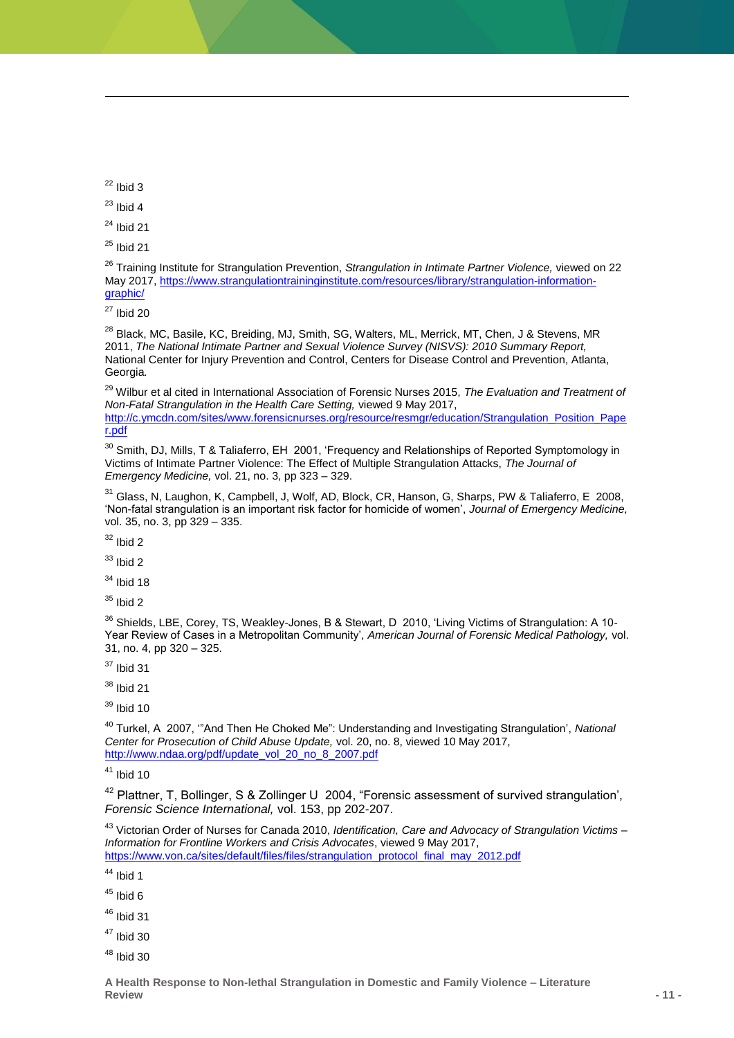[22] Ibid 3

[23] Ibid 4

[24] Ibid 21

[25] Ibid 21

[26] Training Institute for Strangulation Prevention, *Strangulation in Intimate Partner Violence,* viewed on 22 May 2017, https://www.strangulationtraininginstitute.com/resources/library/strangulation-information-graphic/

[27] Ibid 20

[28] Black, MC, Basile, KC, Breiding, MJ, Smith, SG, Walters, ML, Merrick, MT, Chen, J & Stevens, MR 2011, *The National Intimate Partner and Sexual Violence Survey (NISVS): 2010 Summary Report,* National Center for Injury Prevention and Control, Centers for Disease Control and Prevention, Atlanta, Georgia*.*

[29] Wilbur et al cited in International Association of Forensic Nurses 2015, *The Evaluation and Treatment of Non-Fatal Strangulation in the Health Care Setting,* viewed 9 May 2017, http://c.ymcdn.com/sites/www.forensicnurses.org/resource/resmgr/education/Strangulation_Position_Paper.pdf

[30] Smith, DJ, Mills, T & Taliaferro, EH 2001, 'Frequency and Relationships of Reported Symptomology in Victims of Intimate Partner Violence: The Effect of Multiple Strangulation Attacks, *The Journal of Emergency Medicine,* vol. 21, no. 3, pp 323 – 329.

[31] Glass, N, Laughon, K, Campbell, J, Wolf, AD, Block, CR, Hanson, G, Sharps, PW & Taliaferro, E 2008, 'Non-fatal strangulation is an important risk factor for homicide of women', *Journal of Emergency Medicine,* vol. 35, no. 3, pp 329 – 335.

[32] Ibid 2

[33] Ibid 2

[34] Ibid 18

[35] Ibid 2

[36] Shields, LBE, Corey, TS, Weakley-Jones, B & Stewart, D 2010, 'Living Victims of Strangulation: A 10-Year Review of Cases in a Metropolitan Community', *American Journal of Forensic Medical Pathology,* vol. 31, no. 4, pp 320 – 325.

[37] Ibid 31

[38] Ibid 21

[39] Ibid 10

[40] Turkel, A 2007, '"And Then He Choked Me": Understanding and Investigating Strangulation', *National Center for Prosecution of Child Abuse Update,* vol. 20, no. 8, viewed 10 May 2017, http://www.ndaa.org/pdf/update_vol_20_no_8_2007.pdf

[41] Ibid 10

[42] Plattner, T, Bollinger, S & Zollinger U 2004, "Forensic assessment of survived strangulation', *Forensic Science International,* vol. 153, pp 202-207.

[43] Victorian Order of Nurses for Canada 2010, *Identification, Care and Advocacy of Strangulation Victims – Information for Frontline Workers and Crisis Advocates*, viewed 9 May 2017, https://www.von.ca/sites/default/files/files/strangulation_protocol_final_may_2012.pdf

[44] Ibid 1

[45] Ibid 6

[46] Ibid 31

[47] Ibid 30

[48] Ibid 30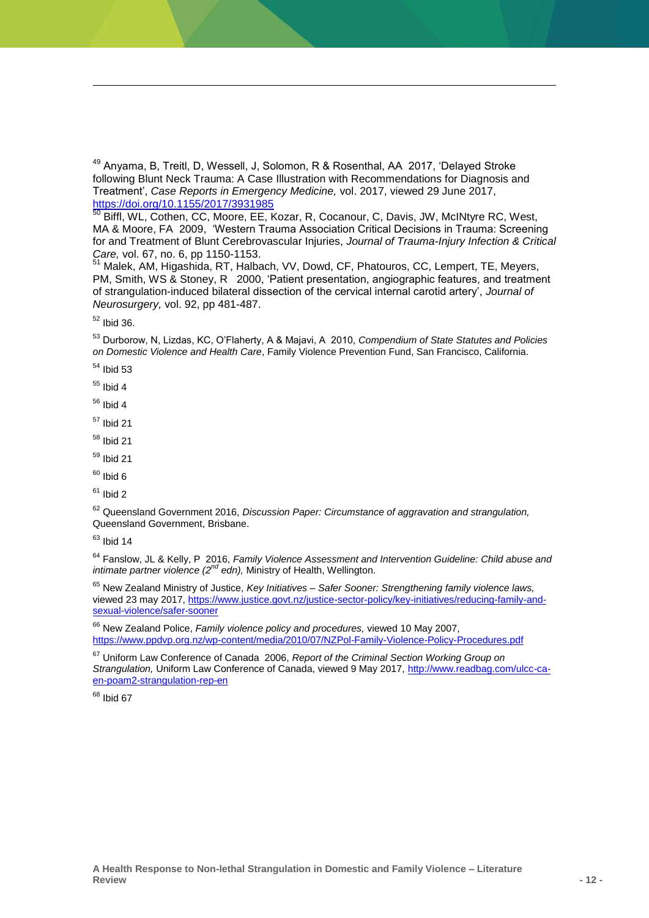[49] Anyama, B, Treitl, D, Wessell, J, Solomon, R & Rosenthal, AA 2017, 'Delayed Stroke following Blunt Neck Trauma: A Case Illustration with Recommendations for Diagnosis and Treatment', *Case Reports in Emergency Medicine,* vol. 2017, viewed 29 June 2017, https://doi.org/10.1155/2017/3931985

[50] Biffl, WL, Cothen, CC, Moore, EE, Kozar, R, Cocanour, C, Davis, JW, McINtyre RC, West, MA & Moore, FA 2009, 'Western Trauma Association Critical Decisions in Trauma: Screening for and Treatment of Blunt Cerebrovascular Injuries, *Journal of Trauma-Injury Infection & Critical Care,* vol. 67, no. 6, pp 1150-1153.

[51] Malek, AM, Higashida, RT, Halbach, VV, Dowd, CF, Phatouros, CC, Lempert, TE, Meyers, PM, Smith, WS & Stoney, R 2000, 'Patient presentation, angiographic features, and treatment of strangulation-induced bilateral dissection of the cervical internal carotid artery', *Journal of Neurosurgery,* vol. 92, pp 481-487.

[52] Ibid 36.

[53] Durborow, N, Lizdas, KC, O'Flaherty, A & Majavi, A 2010, *Compendium of State Statutes and Policies on Domestic Violence and Health Care*, Family Violence Prevention Fund, San Francisco, California.

[54] Ibid 53

[55] Ibid 4

[56] Ibid 4

[57] Ibid 21

[58] Ibid 21

[59] Ibid 21

[60] Ibid 6

[61] Ibid 2

[62] Queensland Government 2016, *Discussion Paper: Circumstance of aggravation and strangulation,* Queensland Government, Brisbane.

[63] Ibid 14

[64] Fanslow, JL & Kelly, P 2016, *Family Violence Assessment and Intervention Guideline: Child abuse and intimate partner violence (2nd edn),* Ministry of Health, Wellington.

[65] New Zealand Ministry of Justice, *Key Initiatives – Safer Sooner: Strengthening family violence laws,* viewed 23 may 2017, https://www.justice.govt.nz/justice-sector-policy/key-initiatives/reducing-family-and-sexual-violence/safer-sooner

[66] New Zealand Police, *Family violence policy and procedures,* viewed 10 May 2007, https://www.ppdvp.org.nz/wp-content/media/2010/07/NZPol-Family-Violence-Policy-Procedures.pdf

[67] Uniform Law Conference of Canada 2006, *Report of the Criminal Section Working Group on Strangulation,* Uniform Law Conference of Canada, viewed 9 May 2017, http://www.readbag.com/ulcc-ca-en-poam2-strangulation-rep-en

[68] Ibid 67